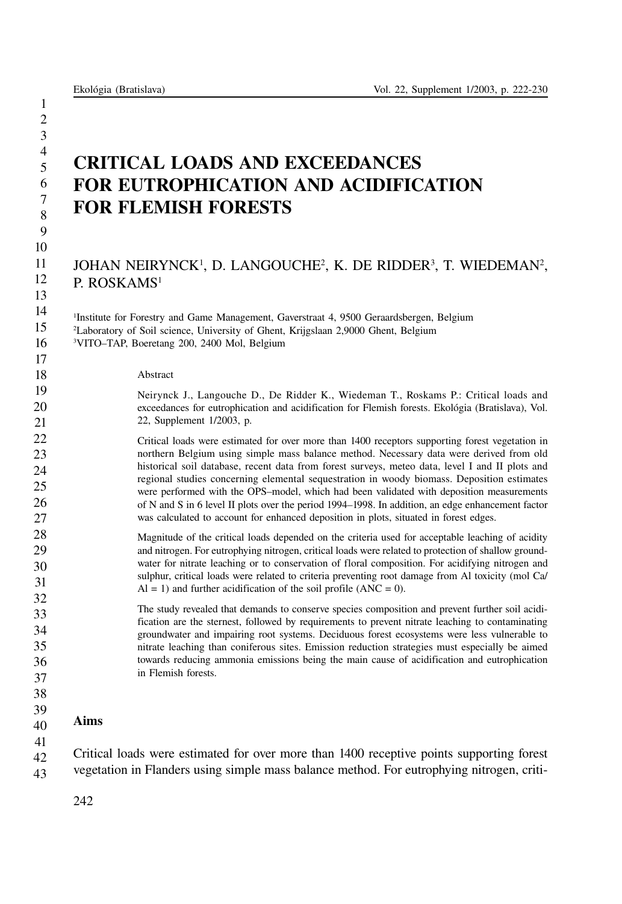# CRITICAL LOADS AND EXCEEDANCES FOR EUTROPHICATION AND ACIDIFICATION FOR FLEMISH FORESTS

JOHAN NEIRYNCK[1], D. LANGOUCHE[2], K. DE RIDDER[3], T. WIEDEMAN[2], P. ROSKAMS[1]

[1]Institute for Forestry and Game Management, Gaverstraat 4, 9500 Geraardsbergen, Belgium
[2]Laboratory of Soil science, University of Ghent, Krijgslaan 2,9000 Ghent, Belgium
[3]VITO–TAP, Boeretang 200, 2400 Mol, Belgium

Abstract

Neirynck J., Langouche D., De Ridder K., Wiedeman T., Roskams P.: Critical loads and exceedances for eutrophication and acidification for Flemish forests. Ekológia (Bratislava), Vol. 22, Supplement 1/2003, p.

Critical loads were estimated for over more than 1400 receptors supporting forest vegetation in northern Belgium using simple mass balance method. Necessary data were derived from old historical soil database, recent data from forest surveys, meteo data, level I and II plots and regional studies concerning elemental sequestration in woody biomass. Deposition estimates were performed with the OPS–model, which had been validated with deposition measurements of N and S in 6 level II plots over the period 1994–1998. In addition, an edge enhancement factor was calculated to account for enhanced deposition in plots, situated in forest edges.

Magnitude of the critical loads depended on the criteria used for acceptable leaching of acidity and nitrogen. For eutrophying nitrogen, critical loads were related to protection of shallow groundwater for nitrate leaching or to conservation of floral composition. For acidifying nitrogen and sulphur, critical loads were related to criteria preventing root damage from Al toxicity (mol Ca/Al = 1) and further acidification of the soil profile (ANC = 0).

The study revealed that demands to conserve species composition and prevent further soil acidification are the sternest, followed by requirements to prevent nitrate leaching to contaminating groundwater and impairing root systems. Deciduous forest ecosystems were less vulnerable to nitrate leaching than coniferous sites. Emission reduction strategies must especially be aimed towards reducing ammonia emissions being the main cause of acidification and eutrophication in Flemish forests.

## Aims

Critical loads were estimated for over more than 1400 receptive points supporting forest vegetation in Flanders using simple mass balance method. For eutrophying nitrogen, criti-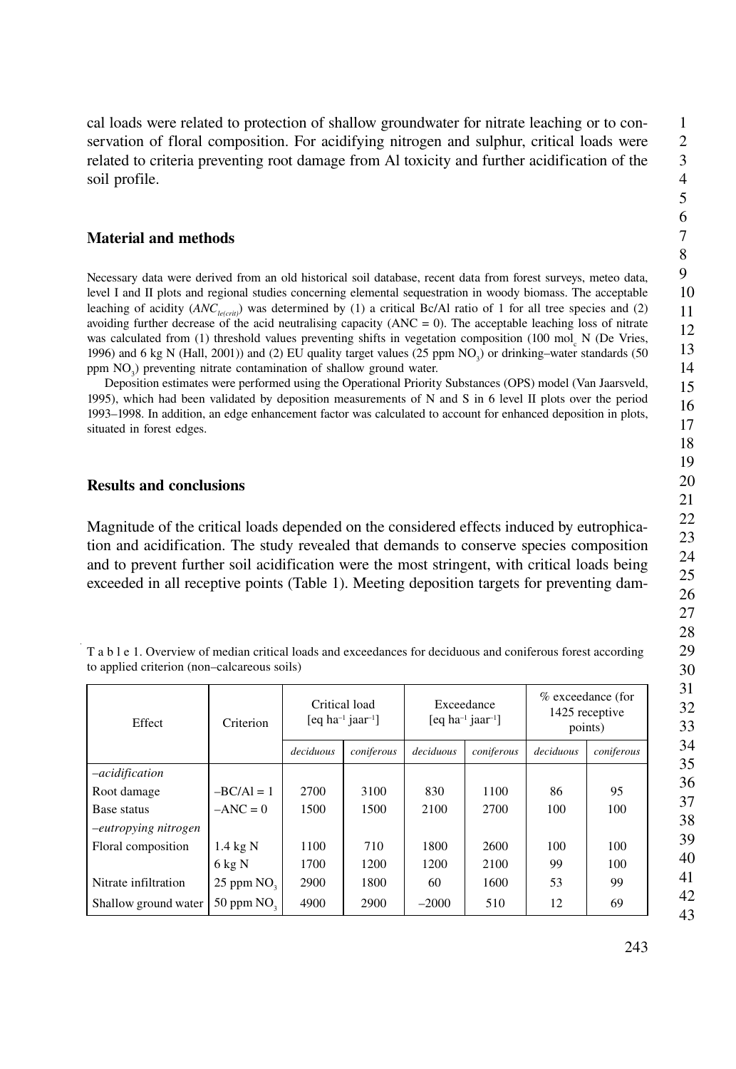cal loads were related to protection of shallow groundwater for nitrate leaching or to conservation of floral composition. For acidifying nitrogen and sulphur, critical loads were related to criteria preventing root damage from Al toxicity and further acidification of the soil profile.

## Material and methods

Necessary data were derived from an old historical soil database, recent data from forest surveys, meteo data, level I and II plots and regional studies concerning elemental sequestration in woody biomass. The acceptable leaching of acidity ($ANC_{le(crit)}$) was determined by (1) a critical Bc/Al ratio of 1 for all tree species and (2) avoiding further decrease of the acid neutralising capacity (ANC = 0). The acceptable leaching loss of nitrate was calculated from (1) threshold values preventing shifts in vegetation composition (100 $mol_c$ N (De Vries, 1996) and 6 kg N (Hall, 2001)) and (2) EU quality target values (25 ppm $NO_3$) or drinking–water standards (50 ppm $NO_3$) preventing nitrate contamination of shallow ground water.

Deposition estimates were performed using the Operational Priority Substances (OPS) model (Van Jaarsveld, 1995), which had been validated by deposition measurements of N and S in 6 level II plots over the period 1993–1998. In addition, an edge enhancement factor was calculated to account for enhanced deposition in plots, situated in forest edges.

## Results and conclusions

Magnitude of the critical loads depended on the considered effects induced by eutrophication and acidification. The study revealed that demands to conserve species composition and to prevent further soil acidification were the most stringent, with critical loads being exceeded in all receptive points (Table 1). Meeting deposition targets for preventing dam-

T a b l e 1. Overview of median critical loads and exceedances for deciduous and coniferous forest according to applied criterion (non–calcareous soils)

| Effect | Criterion | Critical load [eq $ha^{-1}$ $jaar^{-1}$] | | Exceedance [eq $ha^{-1}$ $jaar^{-1}$] | | % exceedance (for 1425 receptive points) | |
|---|---|---|---|---|---|---|---|
| | | *deciduous* | *coniferous* | *deciduous* | *coniferous* | *deciduous* | *coniferous* |
| *–acidification* | | | | | | | |
| Root damage | –BC/Al = 1 | 2700 | 3100 | 830 | 1100 | 86 | 95 |
| Base status | –ANC = 0 | 1500 | 1500 | 2100 | 2700 | 100 | 100 |
| *–eutropying nitrogen* | | | | | | | |
| Floral composition | 1.4 kg N | 1100 | 710 | 1800 | 2600 | 100 | 100 |
| | 6 kg N | 1700 | 1200 | 1200 | 2100 | 99 | 100 |
| Nitrate infiltration | 25 ppm $NO_3$ | 2900 | 1800 | 60 | 1600 | 53 | 99 |
| Shallow ground water | 50 ppm $NO_3$ | 4900 | 2900 | –2000 | 510 | 12 | 69 |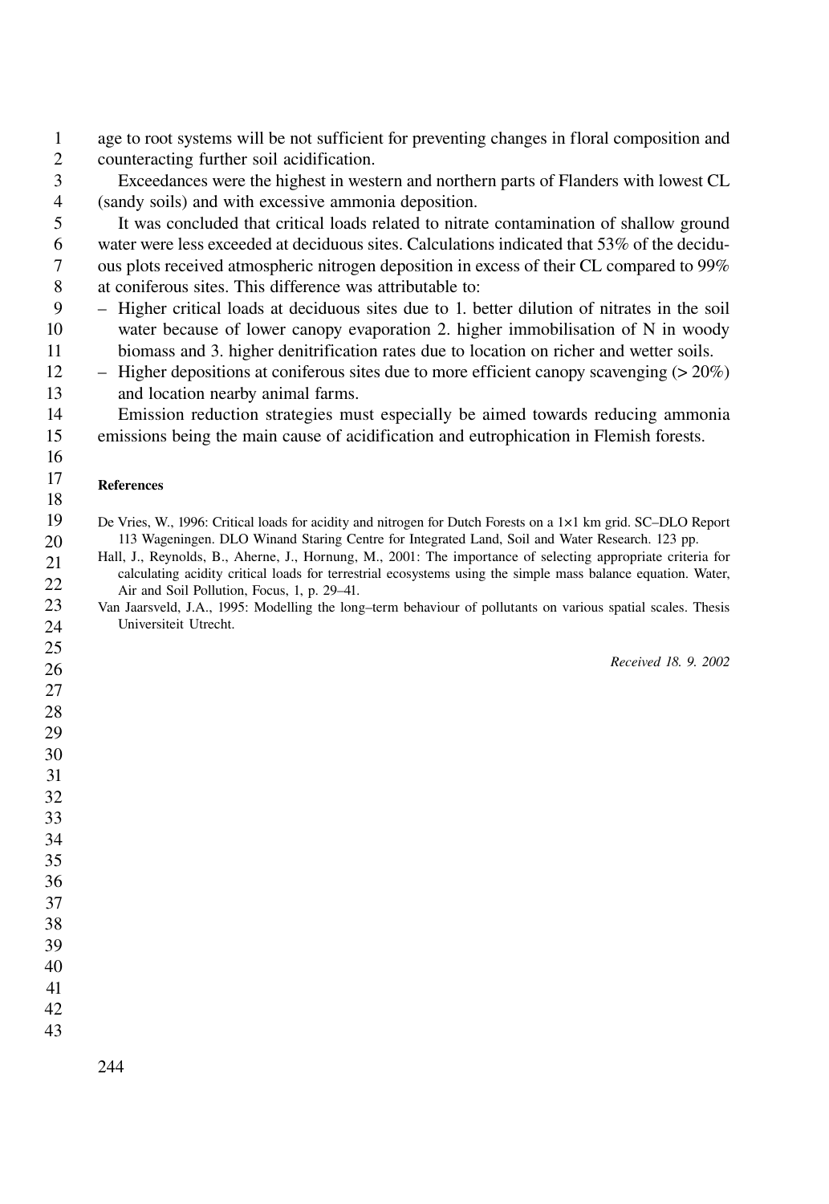age to root systems will be not sufficient for preventing changes in floral composition and counteracting further soil acidification.

Exceedances were the highest in western and northern parts of Flanders with lowest CL (sandy soils) and with excessive ammonia deposition.

It was concluded that critical loads related to nitrate contamination of shallow ground water were less exceeded at deciduous sites. Calculations indicated that 53% of the deciduous plots received atmospheric nitrogen deposition in excess of their CL compared to 99% at coniferous sites. This difference was attributable to:

– Higher critical loads at deciduous sites due to 1. better dilution of nitrates in the soil water because of lower canopy evaporation 2. higher immobilisation of N in woody biomass and 3. higher denitrification rates due to location on richer and wetter soils.
– Higher depositions at coniferous sites due to more efficient canopy scavenging (> 20%) and location nearby animal farms.

Emission reduction strategies must especially be aimed towards reducing ammonia emissions being the main cause of acidification and eutrophication in Flemish forests.

**References**

De Vries, W., 1996: Critical loads for acidity and nitrogen for Dutch Forests on a 1×1 km grid. SC–DLO Report 113 Wageningen. DLO Winand Staring Centre for Integrated Land, Soil and Water Research. 123 pp.

Hall, J., Reynolds, B., Aherne, J., Hornung, M., 2001: The importance of selecting appropriate criteria for calculating acidity critical loads for terrestrial ecosystems using the simple mass balance equation. Water, Air and Soil Pollution, Focus, 1, p. 29–41.

Van Jaarsveld, J.A., 1995: Modelling the long–term behaviour of pollutants on various spatial scales. Thesis Universiteit Utrecht.

*Received 18. 9. 2002*